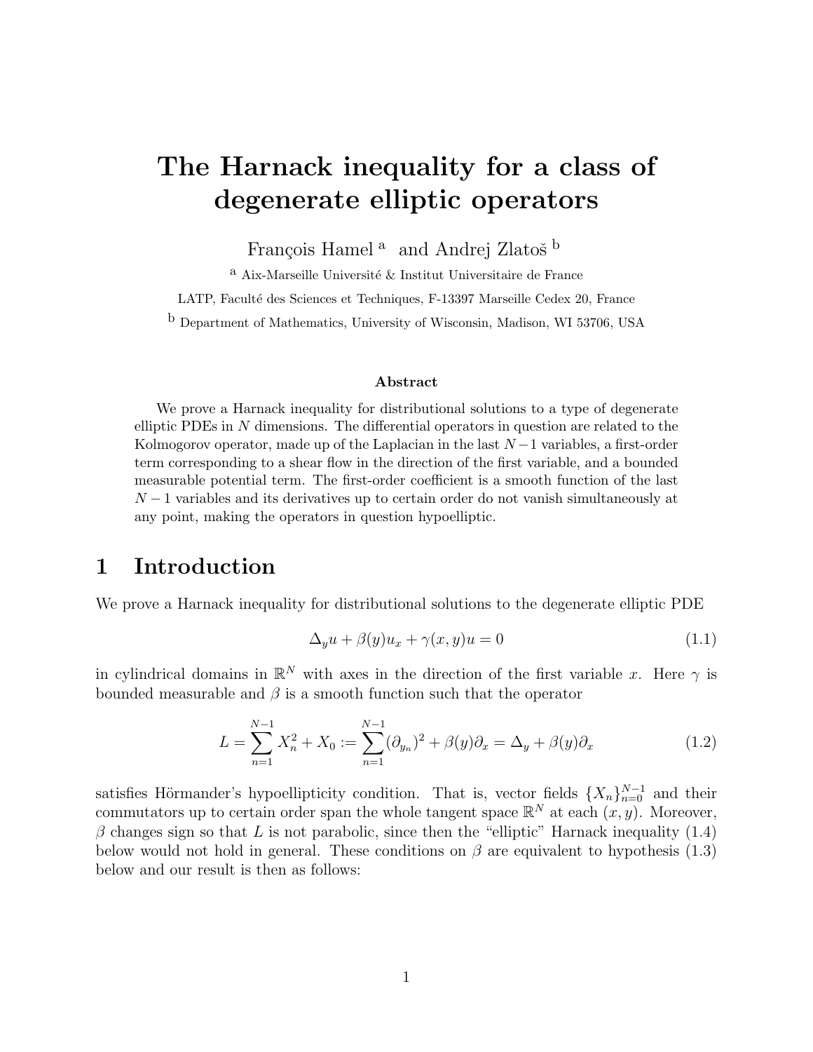# The Harnack inequality for a class of degenerate elliptic operators

François Hamel [a] and Andrej Zlatoš [b]

[a] Aix-Marseille Université & Institut Universitaire de France

LATP, Faculté des Sciences et Techniques, F-13397 Marseille Cedex 20, France

[b] Department of Mathematics, University of Wisconsin, Madison, WI 53706, USA

### Abstract

We prove a Harnack inequality for distributional solutions to a type of degenerate elliptic PDEs in $N$ dimensions. The differential operators in question are related to the Kolmogorov operator, made up of the Laplacian in the last $N-1$ variables, a first-order term corresponding to a shear flow in the direction of the first variable, and a bounded measurable potential term. The first-order coefficient is a smooth function of the last $N-1$ variables and its derivatives up to certain order do not vanish simultaneously at any point, making the operators in question hypoelliptic.

## 1 Introduction

We prove a Harnack inequality for distributional solutions to the degenerate elliptic PDE

$$\Delta_y u + \beta(y) u_x + \gamma(x, y) u = 0 \tag{1.1}$$

in cylindrical domains in $\mathbb{R}^N$ with axes in the direction of the first variable $x$. Here $\gamma$ is bounded measurable and $\beta$ is a smooth function such that the operator

$$L = \sum_{n=1}^{N-1} X_n^2 + X_0 := \sum_{n=1}^{N-1} (\partial_{y_n})^2 + \beta(y)\partial_x = \Delta_y + \beta(y)\partial_x \tag{1.2}$$

satisfies Hörmander's hypoellipticity condition. That is, vector fields $\{X_n\}_{n=0}^{N-1}$ and their commutators up to certain order span the whole tangent space $\mathbb{R}^N$ at each $(x, y)$. Moreover, $\beta$ changes sign so that $L$ is not parabolic, since then the "elliptic" Harnack inequality (1.4) below would not hold in general. These conditions on $\beta$ are equivalent to hypothesis (1.3) below and our result is then as follows: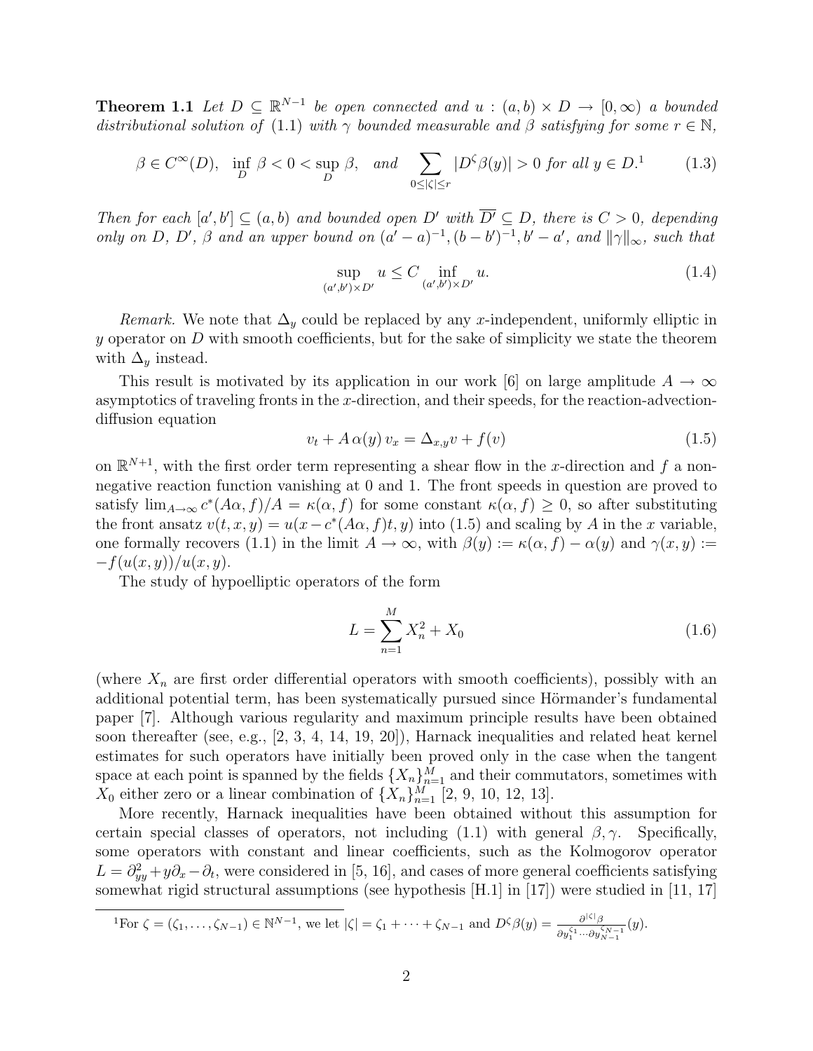**Theorem 1.1** *Let $D \subseteq \mathbb{R}^{N-1}$ be open connected and $u : (a,b) \times D \to [0,\infty)$ a bounded distributional solution of (1.1) with $\gamma$ bounded measurable and $\beta$ satisfying for some $r \in \mathbb{N}$,*

$$\beta \in C^\infty(D), \quad \inf_D \beta < 0 < \sup_D \beta, \quad \text{and} \quad \sum_{0 \le |\zeta| \le r} |D^\zeta \beta(y)| > 0 \text{ for all } y \in D.^1 \tag{1.3}$$

*Then for each $[a', b'] \subseteq (a,b)$ and bounded open $D'$ with $\overline{D'} \subseteq D$, there is $C > 0$, depending only on $D$, $D'$, $\beta$ and an upper bound on $(a'-a)^{-1}, (b-b')^{-1}, b'-a'$, and $\|\gamma\|_\infty$, such that*

$$\sup_{(a',b') \times D'} u \le C \inf_{(a',b') \times D'} u. \tag{1.4}$$

*Remark.* We note that $\Delta_y$ could be replaced by any $x$-independent, uniformly elliptic in $y$ operator on $D$ with smooth coefficients, but for the sake of simplicity we state the theorem with $\Delta_y$ instead.

This result is motivated by its application in our work [6] on large amplitude $A \to \infty$ asymptotics of traveling fronts in the $x$-direction, and their speeds, for the reaction-advection-diffusion equation

$$v_t + A\,\alpha(y)\, v_x = \Delta_{x,y} v + f(v) \tag{1.5}$$

on $\mathbb{R}^{N+1}$, with the first order term representing a shear flow in the $x$-direction and $f$ a non-negative reaction function vanishing at 0 and 1. The front speeds in question are proved to satisfy $\lim_{A\to\infty} c^*(A\alpha, f)/A = \kappa(\alpha, f)$ for some constant $\kappa(\alpha, f) \ge 0$, so after substituting the front ansatz $v(t,x,y) = u(x - c^*(A\alpha, f)t, y)$ into (1.5) and scaling by $A$ in the $x$ variable, one formally recovers (1.1) in the limit $A \to \infty$, with $\beta(y) := \kappa(\alpha, f) - \alpha(y)$ and $\gamma(x,y) := -f(u(x,y))/u(x,y)$.

The study of hypoelliptic operators of the form

$$L = \sum_{n=1}^{M} X_n^2 + X_0 \tag{1.6}$$

(where $X_n$ are first order differential operators with smooth coefficients), possibly with an additional potential term, has been systematically pursued since Hörmander's fundamental paper [7]. Although various regularity and maximum principle results have been obtained soon thereafter (see, e.g., [2, 3, 4, 14, 19, 20]), Harnack inequalities and related heat kernel estimates for such operators have initially been proved only in the case when the tangent space at each point is spanned by the fields $\{X_n\}_{n=1}^M$ and their commutators, sometimes with $X_0$ either zero or a linear combination of $\{X_n\}_{n=1}^M$ [2, 9, 10, 12, 13].

More recently, Harnack inequalities have been obtained without this assumption for certain special classes of operators, not including (1.1) with general $\beta, \gamma$. Specifically, some operators with constant and linear coefficients, such as the Kolmogorov operator $L = \partial_{yy}^2 + y\partial_x - \partial_t$, were considered in [5, 16], and cases of more general coefficients satisfying somewhat rigid structural assumptions (see hypothesis [H.1] in [17]) were studied in [11, 17]

---

[1] For $\zeta = (\zeta_1, \dots, \zeta_{N-1}) \in \mathbb{N}^{N-1}$, we let $|\zeta| = \zeta_1 + \cdots + \zeta_{N-1}$ and $D^\zeta \beta(y) = \frac{\partial^{|\zeta|}\beta}{\partial y_1^{\zeta_1} \cdots \partial y_{N-1}^{\zeta_{N-1}}}(y)$.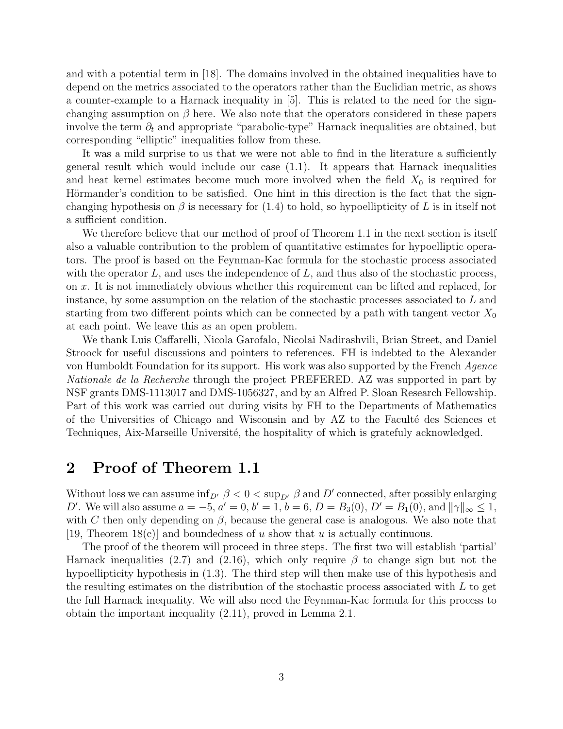and with a potential term in [18]. The domains involved in the obtained inequalities have to depend on the metrics associated to the operators rather than the Euclidian metric, as shows a counter-example to a Harnack inequality in [5]. This is related to the need for the sign-changing assumption on $\beta$ here. We also note that the operators considered in these papers involve the term $\partial_t$ and appropriate "parabolic-type" Harnack inequalities are obtained, but corresponding "elliptic" inequalities follow from these.

It was a mild surprise to us that we were not able to find in the literature a sufficiently general result which would include our case (1.1). It appears that Harnack inequalities and heat kernel estimates become much more involved when the field $X_0$ is required for Hörmander's condition to be satisfied. One hint in this direction is the fact that the sign-changing hypothesis on $\beta$ is necessary for (1.4) to hold, so hypoellipticity of $L$ is in itself not a sufficient condition.

We therefore believe that our method of proof of Theorem 1.1 in the next section is itself also a valuable contribution to the problem of quantitative estimates for hypoelliptic operators. The proof is based on the Feynman-Kac formula for the stochastic process associated with the operator $L$, and uses the independence of $L$, and thus also of the stochastic process, on $x$. It is not immediately obvious whether this requirement can be lifted and replaced, for instance, by some assumption on the relation of the stochastic processes associated to $L$ and starting from two different points which can be connected by a path with tangent vector $X_0$ at each point. We leave this as an open problem.

We thank Luis Caffarelli, Nicola Garofalo, Nicolai Nadirashvili, Brian Street, and Daniel Stroock for useful discussions and pointers to references. FH is indebted to the Alexander von Humboldt Foundation for its support. His work was also supported by the French *Agence Nationale de la Recherche* through the project PREFERED. AZ was supported in part by NSF grants DMS-1113017 and DMS-1056327, and by an Alfred P. Sloan Research Fellowship. Part of this work was carried out during visits by FH to the Departments of Mathematics of the Universities of Chicago and Wisconsin and by AZ to the Faculté des Sciences et Techniques, Aix-Marseille Université, the hospitality of which is gratefuly acknowledged.

# 2 Proof of Theorem 1.1

Without loss we can assume $\inf_{D'} \beta < 0 < \sup_{D'} \beta$ and $D'$ connected, after possibly enlarging $D'$. We will also assume $a = -5$, $a' = 0$, $b' = 1$, $b = 6$, $D = B_3(0)$, $D' = B_1(0)$, and $\|\gamma\|_\infty \leq 1$, with $C$ then only depending on $\beta$, because the general case is analogous. We also note that [19, Theorem 18(c)] and boundedness of $u$ show that $u$ is actually continuous.

The proof of the theorem will proceed in three steps. The first two will establish 'partial' Harnack inequalities (2.7) and (2.16), which only require $\beta$ to change sign but not the hypoellipticity hypothesis in (1.3). The third step will then make use of this hypothesis and the resulting estimates on the distribution of the stochastic process associated with $L$ to get the full Harnack inequality. We will also need the Feynman-Kac formula for this process to obtain the important inequality (2.11), proved in Lemma 2.1.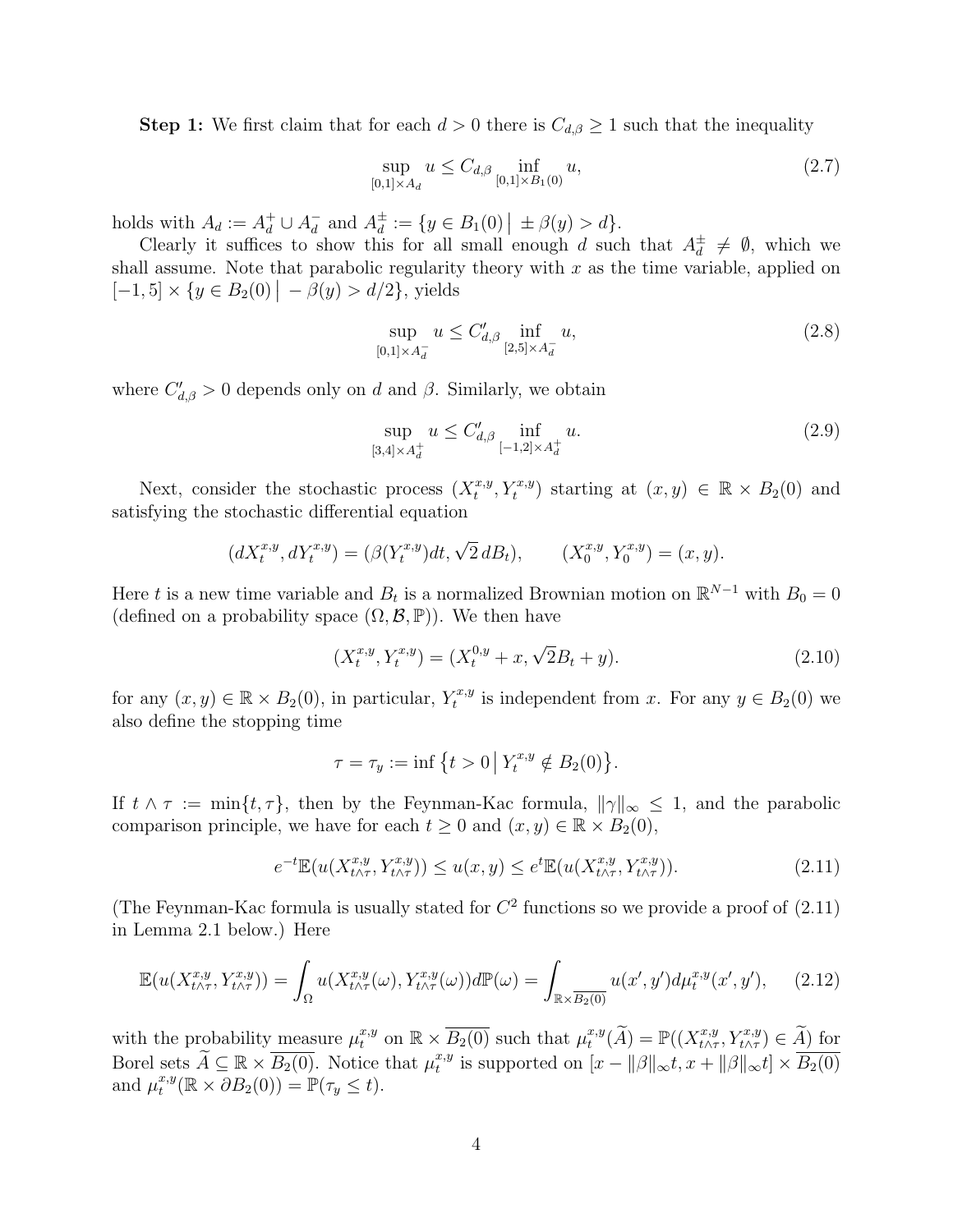**Step 1:** We first claim that for each $d > 0$ there is $C_{d,\beta} \geq 1$ such that the inequality

$$\sup_{[0,1]\times A_d} u \leq C_{d,\beta} \inf_{[0,1]\times B_1(0)} u, \tag{2.7}$$

holds with $A_d := A_d^+ \cup A_d^-$ and $A_d^\pm := \{y \in B_1(0) \,|\, \pm\beta(y) > d\}$.

Clearly it suffices to show this for all small enough $d$ such that $A_d^\pm \neq \emptyset$, which we shall assume. Note that parabolic regularity theory with $x$ as the time variable, applied on $[-1,5] \times \{y \in B_2(0) \,|\, -\beta(y) > d/2\}$, yields

$$\sup_{[0,1]\times A_d^-} u \leq C'_{d,\beta} \inf_{[2,5]\times A_d^-} u, \tag{2.8}$$

where $C'_{d,\beta} > 0$ depends only on $d$ and $\beta$. Similarly, we obtain

$$\sup_{[3,4]\times A_d^+} u \leq C'_{d,\beta} \inf_{[-1,2]\times A_d^+} u. \tag{2.9}$$

Next, consider the stochastic process $(X_t^{x,y}, Y_t^{x,y})$ starting at $(x,y) \in \mathbb{R} \times B_2(0)$ and satisfying the stochastic differential equation

$$(dX_t^{x,y}, dY_t^{x,y}) = (\beta(Y_t^{x,y})dt, \sqrt{2}\, dB_t), \qquad (X_0^{x,y}, Y_0^{x,y}) = (x,y).$$

Here $t$ is a new time variable and $B_t$ is a normalized Brownian motion on $\mathbb{R}^{N-1}$ with $B_0 = 0$ (defined on a probability space $(\Omega, \mathcal{B}, \mathbb{P})$). We then have

$$(X_t^{x,y}, Y_t^{x,y}) = (X_t^{0,y} + x, \sqrt{2}B_t + y). \tag{2.10}$$

for any $(x,y) \in \mathbb{R} \times B_2(0)$, in particular, $Y_t^{x,y}$ is independent from $x$. For any $y \in B_2(0)$ we also define the stopping time

$$\tau = \tau_y := \inf\left\{t > 0 \,\middle|\, Y_t^{x,y} \notin B_2(0)\right\}.$$

If $t \wedge \tau := \min\{t, \tau\}$, then by the Feynman-Kac formula, $\|\gamma\|_\infty \leq 1$, and the parabolic comparison principle, we have for each $t \geq 0$ and $(x,y) \in \mathbb{R} \times B_2(0)$,

$$e^{-t}\mathbb{E}(u(X_{t\wedge\tau}^{x,y}, Y_{t\wedge\tau}^{x,y})) \leq u(x,y) \leq e^t\mathbb{E}(u(X_{t\wedge\tau}^{x,y}, Y_{t\wedge\tau}^{x,y})). \tag{2.11}$$

(The Feynman-Kac formula is usually stated for $C^2$ functions so we provide a proof of (2.11) in Lemma 2.1 below.) Here

$$\mathbb{E}(u(X_{t\wedge\tau}^{x,y}, Y_{t\wedge\tau}^{x,y})) = \int_\Omega u(X_{t\wedge\tau}^{x,y}(\omega), Y_{t\wedge\tau}^{x,y}(\omega))d\mathbb{P}(\omega) = \int_{\mathbb{R}\times\overline{B_2(0)}} u(x',y')d\mu_t^{x,y}(x',y'), \tag{2.12}$$

with the probability measure $\mu_t^{x,y}$ on $\mathbb{R} \times \overline{B_2(0)}$ such that $\mu_t^{x,y}(\widetilde{A}) = \mathbb{P}((X_{t\wedge\tau}^{x,y}, Y_{t\wedge\tau}^{x,y}) \in \widetilde{A})$ for Borel sets $\widetilde{A} \subseteq \mathbb{R} \times \overline{B_2(0)}$. Notice that $\mu_t^{x,y}$ is supported on $[x - \|\beta\|_\infty t, x + \|\beta\|_\infty t] \times \overline{B_2(0)}$ and $\mu_t^{x,y}(\mathbb{R} \times \partial B_2(0)) = \mathbb{P}(\tau_y \leq t)$.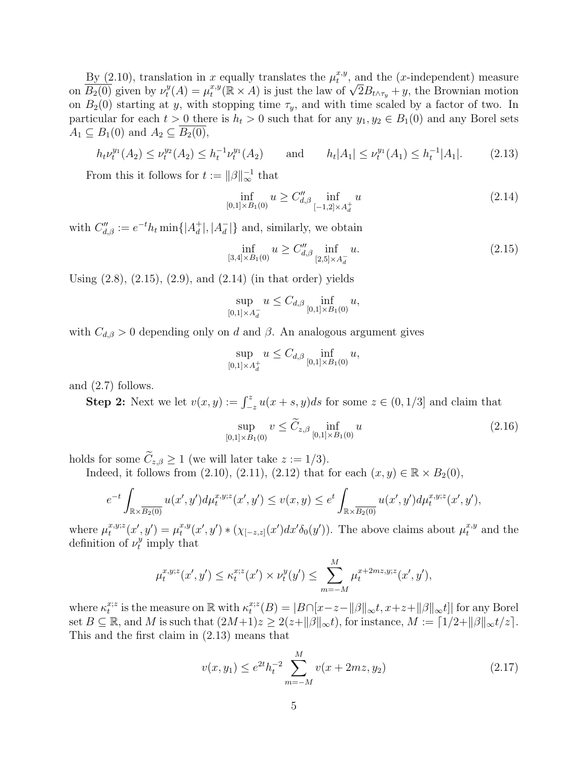By (2.10), translation in $x$ equally translates the $\mu_t^{x,y}$, and the ($x$-independent) measure on $\overline{B_2(0)}$ given by $\nu_t^y(A) = \mu_t^{x,y}(\mathbb{R} \times A)$ is just the law of $\sqrt{2}B_{t\wedge\tau_y} + y$, the Brownian motion on $B_2(0)$ starting at $y$, with stopping time $\tau_y$, and with time scaled by a factor of two. In particular for each $t > 0$ there is $h_t > 0$ such that for any $y_1, y_2 \in B_1(0)$ and any Borel sets $A_1 \subseteq B_1(0)$ and $A_2 \subseteq \overline{B_2(0)}$,

$$h_t \nu_t^{y_1}(A_2) \le \nu_t^{y_2}(A_2) \le h_t^{-1} \nu_t^{y_1}(A_2) \qquad \text{and} \qquad h_t |A_1| \le \nu_t^{y_1}(A_1) \le h_t^{-1}|A_1|. \tag{2.13}$$

From this it follows for $t := \|\beta\|_\infty^{-1}$ that

$$\inf_{[0,1]\times B_1(0)} u \ge C''_{d,\beta} \inf_{[-1,2]\times A_d^+} u \tag{2.14}$$

with $C''_{d,\beta} := e^{-t} h_t \min\{|A_d^+|, |A_d^-|\}$ and, similarly, we obtain

$$\inf_{[3,4]\times B_1(0)} u \ge C''_{d,\beta} \inf_{[2,5]\times A_d^-} u. \tag{2.15}$$

Using (2.8), (2.15), (2.9), and (2.14) (in that order) yields

$$\sup_{[0,1]\times A_d^-} u \le C_{d,\beta} \inf_{[0,1]\times B_1(0)} u,$$

with $C_{d,\beta} > 0$ depending only on $d$ and $\beta$. An analogous argument gives

$$\sup_{[0,1]\times A_d^+} u \le C_{d,\beta} \inf_{[0,1]\times B_1(0)} u,$$

and (2.7) follows.

**Step 2:** Next we let $v(x,y) := \int_{-z}^{z} u(x+s,y)ds$ for some $z \in (0, 1/3]$ and claim that

$$\sup_{[0,1]\times B_1(0)} v \le \widetilde{C}_{z,\beta} \inf_{[0,1]\times B_1(0)} u \tag{2.16}$$

holds for some $\widetilde{C}_{z,\beta} \ge 1$ (we will later take $z := 1/3$).

Indeed, it follows from (2.10), (2.11), (2.12) that for each $(x,y) \in \mathbb{R} \times B_2(0)$,

$$e^{-t} \int_{\mathbb{R}\times\overline{B_2(0)}} u(x',y') d\mu_t^{x,y;z}(x',y') \le v(x,y) \le e^t \int_{\mathbb{R}\times\overline{B_2(0)}} u(x',y') d\mu_t^{x,y;z}(x',y'),$$

where $\mu_t^{x,y;z}(x',y') = \mu_t^{x,y}(x',y') * (\chi_{[-z,z]}(x')dx'\delta_0(y'))$. The above claims about $\mu_t^{x,y}$ and the definition of $\nu_t^y$ imply that

$$\mu_t^{x,y;z}(x',y') \le \kappa_t^{x;z}(x') \times \nu_t^y(y') \le \sum_{m=-M}^{M} \mu_t^{x+2mz,y;z}(x',y'),$$

where $\kappa_t^{x;z}$ is the measure on $\mathbb{R}$ with $\kappa_t^{x;z}(B) = |B \cap [x-z-\|\beta\|_\infty t, x+z+\|\beta\|_\infty t]|$ for any Borel set $B \subseteq \mathbb{R}$, and $M$ is such that $(2M+1)z \ge 2(z+\|\beta\|_\infty t)$, for instance, $M := \lceil 1/2 + \|\beta\|_\infty t/z \rceil$. This and the first claim in (2.13) means that

$$v(x,y_1) \le e^{2t} h_t^{-2} \sum_{m=-M}^{M} v(x+2mz, y_2) \tag{2.17}$$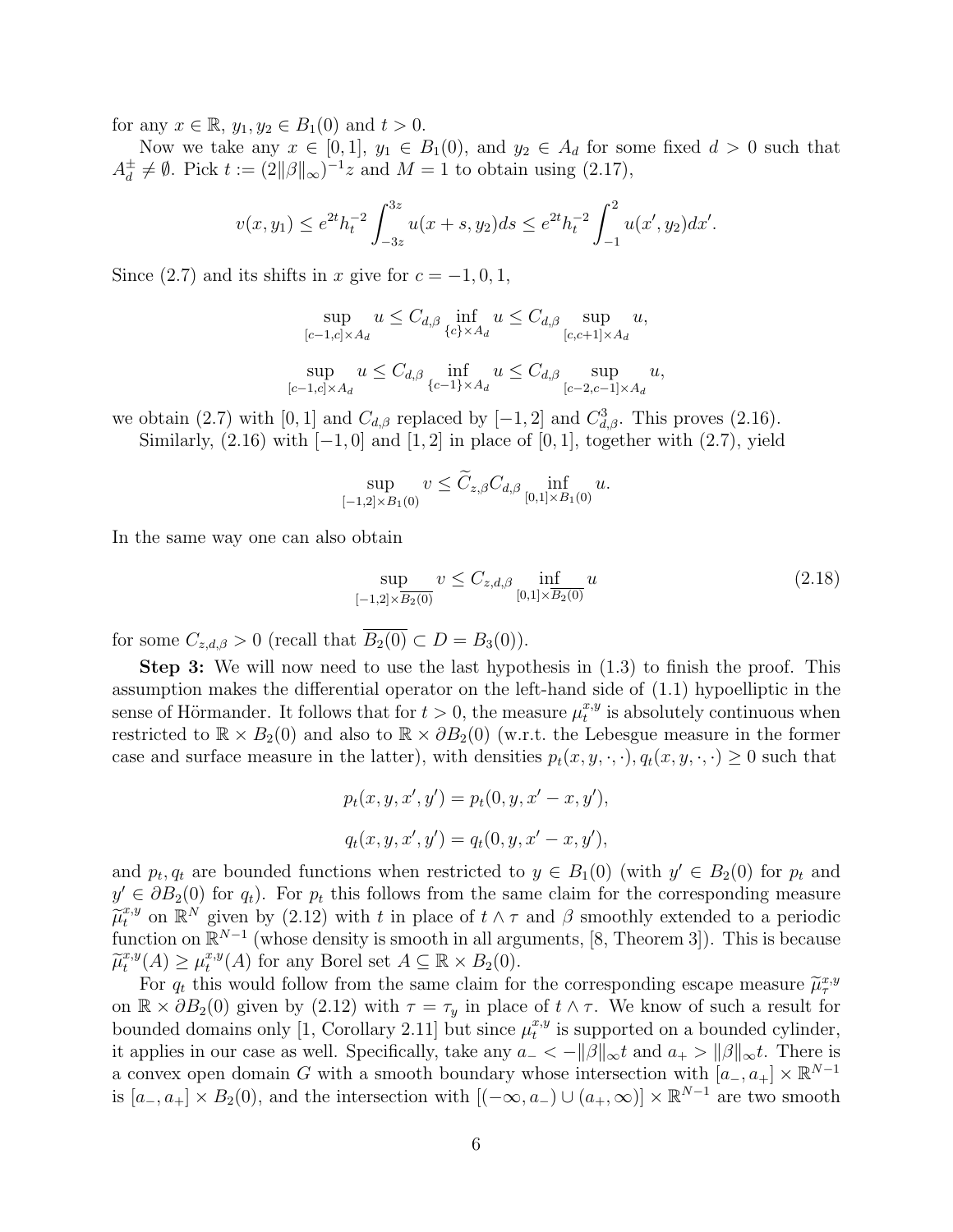for any $x \in \mathbb{R}$, $y_1, y_2 \in B_1(0)$ and $t > 0$.

Now we take any $x \in [0,1]$, $y_1 \in B_1(0)$, and $y_2 \in A_d$ for some fixed $d > 0$ such that $A_d^\pm \neq \emptyset$. Pick $t := (2\|\beta\|_\infty)^{-1} z$ and $M = 1$ to obtain using (2.17),

$$v(x, y_1) \leq e^{2t} h_t^{-2} \int_{-3z}^{3z} u(x+s, y_2) ds \leq e^{2t} h_t^{-2} \int_{-1}^{2} u(x', y_2) dx'.$$

Since (2.7) and its shifts in $x$ give for $c = -1, 0, 1$,

$$\sup_{[c-1,c] \times A_d} u \leq C_{d,\beta} \inf_{\{c\} \times A_d} u \leq C_{d,\beta} \sup_{[c,c+1] \times A_d} u,$$

$$\sup_{[c-1,c] \times A_d} u \leq C_{d,\beta} \inf_{\{c-1\} \times A_d} u \leq C_{d,\beta} \sup_{[c-2,c-1] \times A_d} u,$$

we obtain (2.7) with $[0,1]$ and $C_{d,\beta}$ replaced by $[-1,2]$ and $C_{d,\beta}^3$. This proves (2.16).

Similarly, (2.16) with $[-1,0]$ and $[1,2]$ in place of $[0,1]$, together with (2.7), yield

$$\sup_{[-1,2] \times B_1(0)} v \leq \widetilde{C}_{z,\beta} C_{d,\beta} \inf_{[0,1] \times B_1(0)} u.$$

In the same way one can also obtain

$$\sup_{[-1,2] \times \overline{B_2(0)}} v \leq C_{z,d,\beta} \inf_{[0,1] \times \overline{B_2(0)}} u \tag{2.18}$$

for some $C_{z,d,\beta} > 0$ (recall that $\overline{B_2(0)} \subset D = B_3(0)$).

**Step 3:** We will now need to use the last hypothesis in (1.3) to finish the proof. This assumption makes the differential operator on the left-hand side of (1.1) hypoelliptic in the sense of Hörmander. It follows that for $t > 0$, the measure $\mu_t^{x,y}$ is absolutely continuous when restricted to $\mathbb{R} \times B_2(0)$ and also to $\mathbb{R} \times \partial B_2(0)$ (w.r.t. the Lebesgue measure in the former case and surface measure in the latter), with densities $p_t(x, y, \cdot, \cdot), q_t(x, y, \cdot, \cdot) \geq 0$ such that

$$p_t(x, y, x', y') = p_t(0, y, x' - x, y'),$$

$$q_t(x, y, x', y') = q_t(0, y, x' - x, y'),$$

and $p_t, q_t$ are bounded functions when restricted to $y \in B_1(0)$ (with $y' \in B_2(0)$ for $p_t$ and $y' \in \partial B_2(0)$ for $q_t$). For $p_t$ this follows from the same claim for the corresponding measure $\widetilde{\mu}_t^{x,y}$ on $\mathbb{R}^N$ given by (2.12) with $t$ in place of $t \wedge \tau$ and $\beta$ smoothly extended to a periodic function on $\mathbb{R}^{N-1}$ (whose density is smooth in all arguments, [8, Theorem 3]). This is because $\widetilde{\mu}_t^{x,y}(A) \geq \mu_t^{x,y}(A)$ for any Borel set $A \subseteq \mathbb{R} \times B_2(0)$.

For $q_t$ this would follow from the same claim for the corresponding escape measure $\widetilde{\mu}_\tau^{x,y}$ on $\mathbb{R} \times \partial B_2(0)$ given by (2.12) with $\tau = \tau_y$ in place of $t \wedge \tau$. We know of such a result for bounded domains only [1, Corollary 2.11] but since $\mu_t^{x,y}$ is supported on a bounded cylinder, it applies in our case as well. Specifically, take any $a_- < -\|\beta\|_\infty t$ and $a_+ > \|\beta\|_\infty t$. There is a convex open domain $G$ with a smooth boundary whose intersection with $[a_-, a_+] \times \mathbb{R}^{N-1}$ is $[a_-, a_+] \times B_2(0)$, and the intersection with $[(-\infty, a_-) \cup (a_+, \infty)] \times \mathbb{R}^{N-1}$ are two smooth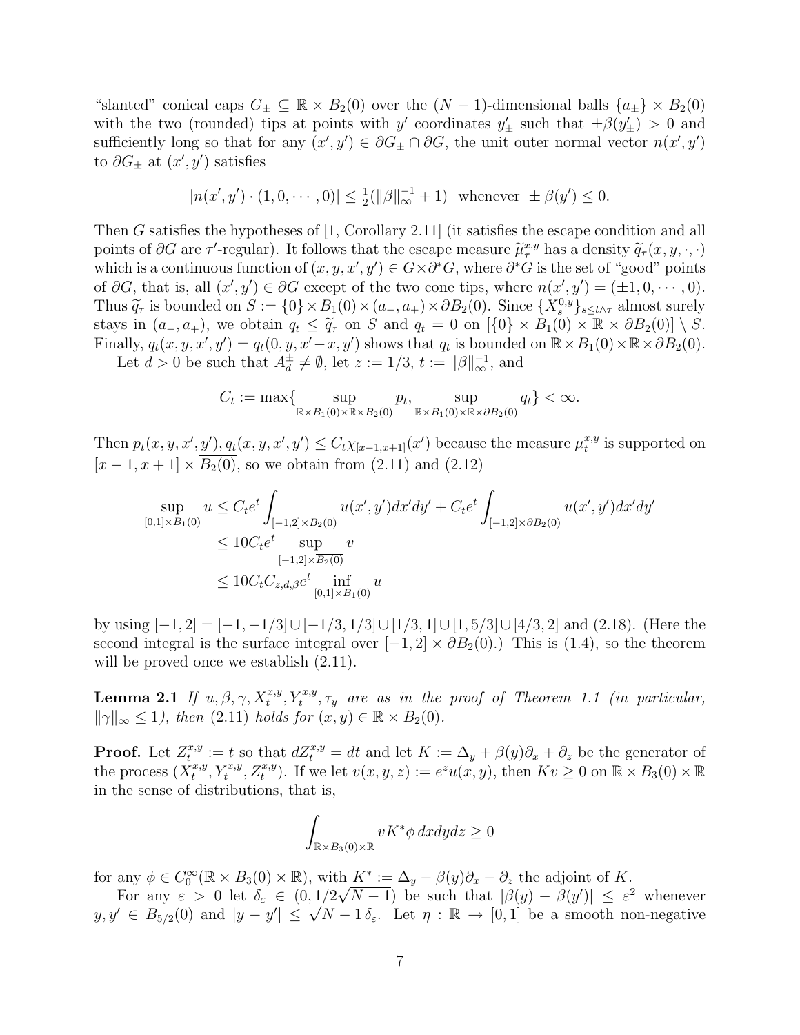"slanted" conical caps $G_\pm \subseteq \mathbb{R} \times B_2(0)$ over the $(N-1)$-dimensional balls $\{a_\pm\} \times B_2(0)$ with the two (rounded) tips at points with $y'$ coordinates $y'_\pm$ such that $\pm\beta(y'_\pm) > 0$ and sufficiently long so that for any $(x', y') \in \partial G_\pm \cap \partial G$, the unit outer normal vector $n(x', y')$ to $\partial G_\pm$ at $(x', y')$ satisfies

$$|n(x', y') \cdot (1, 0, \cdots, 0)| \le \tfrac{1}{2}(\|\beta\|_\infty^{-1} + 1) \text{ whenever } \pm\beta(y') \le 0.$$

Then $G$ satisfies the hypotheses of [1, Corollary 2.11] (it satisfies the escape condition and all points of $\partial G$ are $\tau'$-regular). It follows that the escape measure $\widetilde{\mu}_\tau^{x,y}$ has a density $\widetilde{q}_\tau(x, y, \cdot, \cdot)$ which is a continuous function of $(x, y, x', y') \in G \times \partial^* G$, where $\partial^* G$ is the set of "good" points of $\partial G$, that is, all $(x', y') \in \partial G$ except of the two cone tips, where $n(x', y') = (\pm 1, 0, \cdots, 0)$. Thus $\widetilde{q}_\tau$ is bounded on $S := \{0\} \times B_1(0) \times (a_-, a_+) \times \partial B_2(0)$. Since $\{X_s^{0,y}\}_{s \le t \wedge \tau}$ almost surely stays in $(a_-, a_+)$, we obtain $q_t \le \widetilde{q}_\tau$ on $S$ and $q_t = 0$ on $[\{0\} \times B_1(0) \times \mathbb{R} \times \partial B_2(0)] \setminus S$. Finally, $q_t(x, y, x', y') = q_t(0, y, x' - x, y')$ shows that $q_t$ is bounded on $\mathbb{R} \times B_1(0) \times \mathbb{R} \times \partial B_2(0)$.

Let $d > 0$ be such that $A_d^\pm \neq \emptyset$, let $z := 1/3$, $t := \|\beta\|_\infty^{-1}$, and

$$C_t := \max\{\sup_{\mathbb{R} \times B_1(0) \times \mathbb{R} \times B_2(0)} p_t, \sup_{\mathbb{R} \times B_1(0) \times \mathbb{R} \times \partial B_2(0)} q_t\} < \infty.$$

Then $p_t(x, y, x', y'), q_t(x, y, x', y') \le C_t \chi_{[x-1, x+1]}(x')$ because the measure $\mu_t^{x,y}$ is supported on $[x-1, x+1] \times \overline{B_2(0)}$, so we obtain from (2.11) and (2.12)

$$\begin{aligned}
\sup_{[0,1] \times B_1(0)} u &\le C_t e^t \int_{[-1,2] \times B_2(0)} u(x', y') dx' dy' + C_t e^t \int_{[-1,2] \times \partial B_2(0)} u(x', y') dx' dy' \\
&\le 10 C_t e^t \sup_{[-1,2] \times \overline{B_2(0)}} v \\
&\le 10 C_t C_{z,d,\beta} e^t \inf_{[0,1] \times B_1(0)} u
\end{aligned}$$

by using $[-1, 2] = [-1, -1/3] \cup [-1/3, 1/3] \cup [1/3, 1] \cup [1, 5/3] \cup [4/3, 2]$ and (2.18). (Here the second integral is the surface integral over $[-1, 2] \times \partial B_2(0)$.) This is (1.4), so the theorem will be proved once we establish (2.11).

**Lemma 2.1** *If $u, \beta, \gamma, X_t^{x,y}, Y_t^{x,y}, \tau_y$ are as in the proof of Theorem 1.1 (in particular, $\|\gamma\|_\infty \le 1$), then (2.11) holds for $(x, y) \in \mathbb{R} \times B_2(0)$.*

**Proof.** Let $Z_t^{x,y} := t$ so that $dZ_t^{x,y} = dt$ and let $K := \Delta_y + \beta(y)\partial_x + \partial_z$ be the generator of the process $(X_t^{x,y}, Y_t^{x,y}, Z_t^{x,y})$. If we let $v(x, y, z) := e^z u(x, y)$, then $Kv \ge 0$ on $\mathbb{R} \times B_3(0) \times \mathbb{R}$ in the sense of distributions, that is,

$$\int_{\mathbb{R} \times B_3(0) \times \mathbb{R}} v K^* \phi \, dx dy dz \ge 0$$

for any $\phi \in C_0^\infty(\mathbb{R} \times B_3(0) \times \mathbb{R})$, with $K^* := \Delta_y - \beta(y)\partial_x - \partial_z$ the adjoint of $K$.

For any $\varepsilon > 0$ let $\delta_\varepsilon \in (0, 1/2\sqrt{N-1})$ be such that $|\beta(y) - \beta(y')| \le \varepsilon^2$ whenever $y, y' \in B_{5/2}(0)$ and $|y - y'| \le \sqrt{N-1}\,\delta_\varepsilon$. Let $\eta : \mathbb{R} \to [0, 1]$ be a smooth non-negative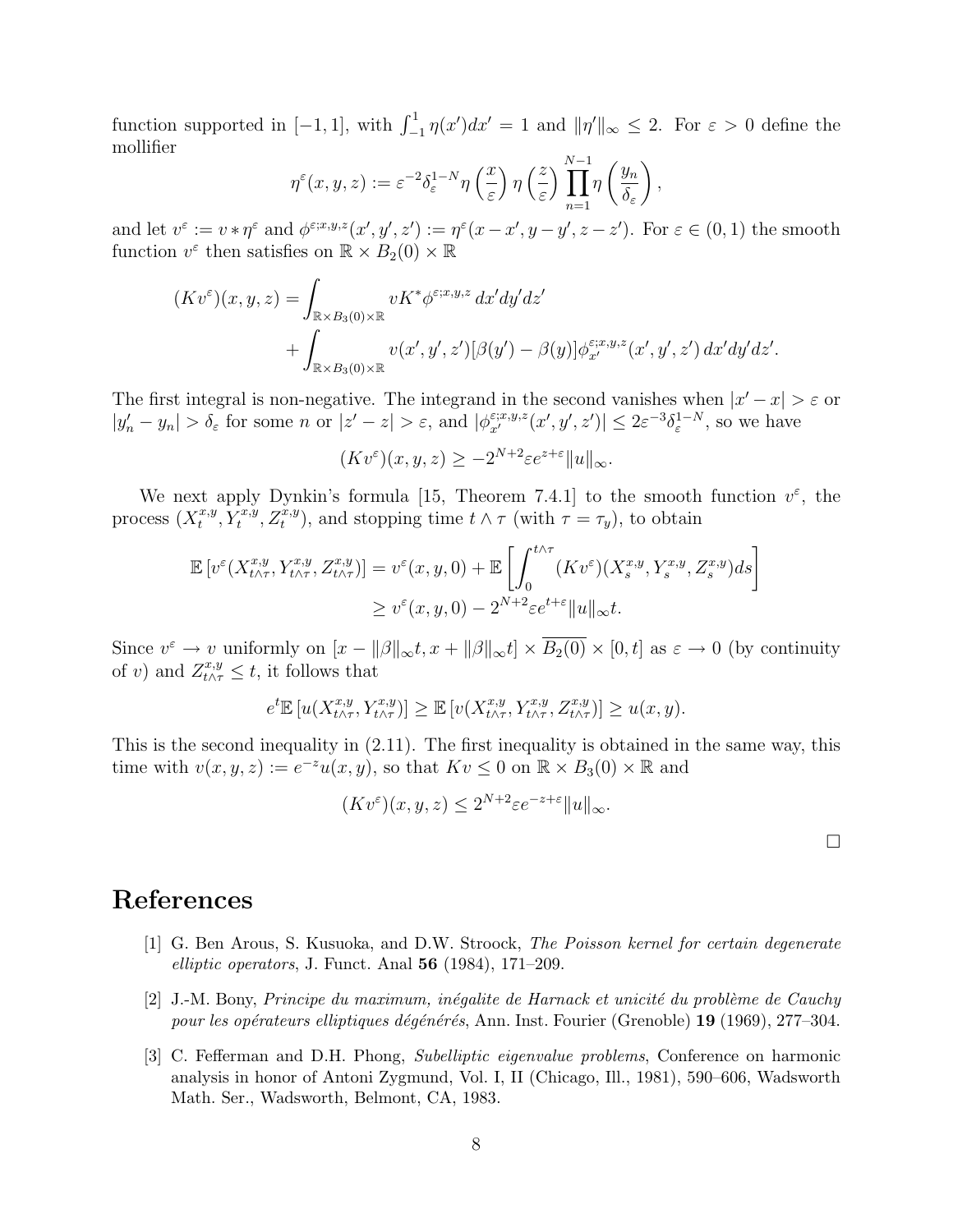function supported in $[-1,1]$, with $\int_{-1}^{1} \eta(x')dx' = 1$ and $\|\eta'\|_\infty \le 2$. For $\varepsilon > 0$ define the mollifier

$$\eta^\varepsilon(x,y,z) := \varepsilon^{-2}\delta_\varepsilon^{1-N}\eta\left(\frac{x}{\varepsilon}\right)\eta\left(\frac{z}{\varepsilon}\right)\prod_{n=1}^{N-1}\eta\left(\frac{y_n}{\delta_\varepsilon}\right),$$

and let $v^\varepsilon := v * \eta^\varepsilon$ and $\phi^{\varepsilon;x,y,z}(x',y',z') := \eta^\varepsilon(x-x', y-y', z-z')$. For $\varepsilon \in (0,1)$ the smooth function $v^\varepsilon$ then satisfies on $\mathbb{R} \times B_2(0) \times \mathbb{R}$

$$\begin{aligned}(Kv^\varepsilon)(x,y,z) = &\int_{\mathbb{R}\times B_3(0)\times\mathbb{R}} vK^*\phi^{\varepsilon;x,y,z}\,dx'dy'dz' \\ &+ \int_{\mathbb{R}\times B_3(0)\times\mathbb{R}} v(x',y',z')[\beta(y')-\beta(y)]\phi^{\varepsilon;x,y,z}_{x'}(x',y',z')\,dx'dy'dz'.\end{aligned}$$

The first integral is non-negative. The integrand in the second vanishes when $|x'-x| > \varepsilon$ or $|y'_n - y_n| > \delta_\varepsilon$ for some $n$ or $|z'-z| > \varepsilon$, and $|\phi^{\varepsilon;x,y,z}_{x'}(x',y',z')| \le 2\varepsilon^{-3}\delta_\varepsilon^{1-N}$, so we have

$$(Kv^\varepsilon)(x,y,z) \ge -2^{N+2}\varepsilon e^{z+\varepsilon}\|u\|_\infty.$$

We next apply Dynkin's formula [15, Theorem 7.4.1] to the smooth function $v^\varepsilon$, the process $(X_t^{x,y}, Y_t^{x,y}, Z_t^{x,y})$, and stopping time $t \wedge \tau$ (with $\tau = \tau_y$), to obtain

$$\begin{aligned}\mathbb{E}\left[v^\varepsilon(X^{x,y}_{t\wedge\tau}, Y^{x,y}_{t\wedge\tau}, Z^{x,y}_{t\wedge\tau})\right] &= v^\varepsilon(x,y,0) + \mathbb{E}\left[\int_0^{t\wedge\tau}(Kv^\varepsilon)(X^{x,y}_s, Y^{x,y}_s, Z^{x,y}_s)ds\right] \\ &\ge v^\varepsilon(x,y,0) - 2^{N+2}\varepsilon e^{t+\varepsilon}\|u\|_\infty t.\end{aligned}$$

Since $v^\varepsilon \to v$ uniformly on $[x - \|\beta\|_\infty t, x + \|\beta\|_\infty t] \times \overline{B_2(0)} \times [0,t]$ as $\varepsilon \to 0$ (by continuity of $v$) and $Z^{x,y}_{t\wedge\tau} \le t$, it follows that

$$e^t\mathbb{E}\left[u(X^{x,y}_{t\wedge\tau}, Y^{x,y}_{t\wedge\tau})\right] \ge \mathbb{E}\left[v(X^{x,y}_{t\wedge\tau}, Y^{x,y}_{t\wedge\tau}, Z^{x,y}_{t\wedge\tau})\right] \ge u(x,y).$$

This is the second inequality in (2.11). The first inequality is obtained in the same way, this time with $v(x,y,z) := e^{-z}u(x,y)$, so that $Kv \le 0$ on $\mathbb{R} \times B_3(0) \times \mathbb{R}$ and

$$(Kv^\varepsilon)(x,y,z) \le 2^{N+2}\varepsilon e^{-z+\varepsilon}\|u\|_\infty.$$

□

# References

[1] G. Ben Arous, S. Kusuoka, and D.W. Stroock, *The Poisson kernel for certain degenerate elliptic operators*, J. Funct. Anal **56** (1984), 171–209.

[2] J.-M. Bony, *Principe du maximum, inégalite de Harnack et unicité du problème de Cauchy pour les opérateurs elliptiques dégénérés*, Ann. Inst. Fourier (Grenoble) **19** (1969), 277–304.

[3] C. Fefferman and D.H. Phong, *Subelliptic eigenvalue problems*, Conference on harmonic analysis in honor of Antoni Zygmund, Vol. I, II (Chicago, Ill., 1981), 590–606, Wadsworth Math. Ser., Wadsworth, Belmont, CA, 1983.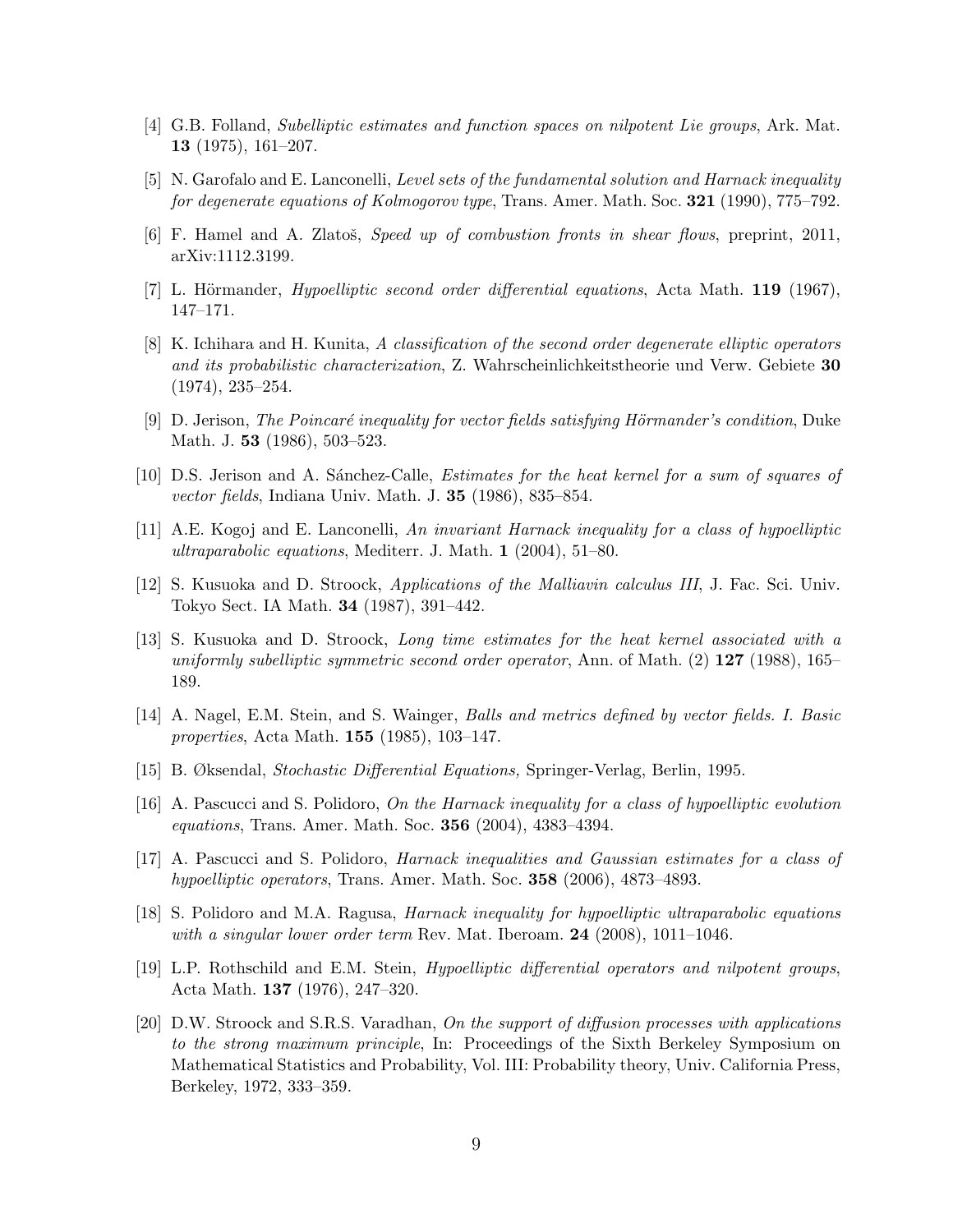[4] G.B. Folland, *Subelliptic estimates and function spaces on nilpotent Lie groups*, Ark. Mat. **13** (1975), 161–207.

[5] N. Garofalo and E. Lanconelli, *Level sets of the fundamental solution and Harnack inequality for degenerate equations of Kolmogorov type*, Trans. Amer. Math. Soc. **321** (1990), 775–792.

[6] F. Hamel and A. Zlatoš, *Speed up of combustion fronts in shear flows*, preprint, 2011, arXiv:1112.3199.

[7] L. Hörmander, *Hypoelliptic second order differential equations*, Acta Math. **119** (1967), 147–171.

[8] K. Ichihara and H. Kunita, *A classification of the second order degenerate elliptic operators and its probabilistic characterization*, Z. Wahrscheinlichkeitstheorie und Verw. Gebiete **30** (1974), 235–254.

[9] D. Jerison, *The Poincaré inequality for vector fields satisfying Hörmander's condition*, Duke Math. J. **53** (1986), 503–523.

[10] D.S. Jerison and A. Sánchez-Calle, *Estimates for the heat kernel for a sum of squares of vector fields*, Indiana Univ. Math. J. **35** (1986), 835–854.

[11] A.E. Kogoj and E. Lanconelli, *An invariant Harnack inequality for a class of hypoelliptic ultraparabolic equations*, Mediterr. J. Math. **1** (2004), 51–80.

[12] S. Kusuoka and D. Stroock, *Applications of the Malliavin calculus III*, J. Fac. Sci. Univ. Tokyo Sect. IA Math. **34** (1987), 391–442.

[13] S. Kusuoka and D. Stroock, *Long time estimates for the heat kernel associated with a uniformly subelliptic symmetric second order operator*, Ann. of Math. (2) **127** (1988), 165–189.

[14] A. Nagel, E.M. Stein, and S. Wainger, *Balls and metrics defined by vector fields. I. Basic properties*, Acta Math. **155** (1985), 103–147.

[15] B. Øksendal, *Stochastic Differential Equations,* Springer-Verlag, Berlin, 1995.

[16] A. Pascucci and S. Polidoro, *On the Harnack inequality for a class of hypoelliptic evolution equations*, Trans. Amer. Math. Soc. **356** (2004), 4383–4394.

[17] A. Pascucci and S. Polidoro, *Harnack inequalities and Gaussian estimates for a class of hypoelliptic operators*, Trans. Amer. Math. Soc. **358** (2006), 4873–4893.

[18] S. Polidoro and M.A. Ragusa, *Harnack inequality for hypoelliptic ultraparabolic equations with a singular lower order term* Rev. Mat. Iberoam. **24** (2008), 1011–1046.

[19] L.P. Rothschild and E.M. Stein, *Hypoelliptic differential operators and nilpotent groups*, Acta Math. **137** (1976), 247–320.

[20] D.W. Stroock and S.R.S. Varadhan, *On the support of diffusion processes with applications to the strong maximum principle*, In: Proceedings of the Sixth Berkeley Symposium on Mathematical Statistics and Probability, Vol. III: Probability theory, Univ. California Press, Berkeley, 1972, 333–359.